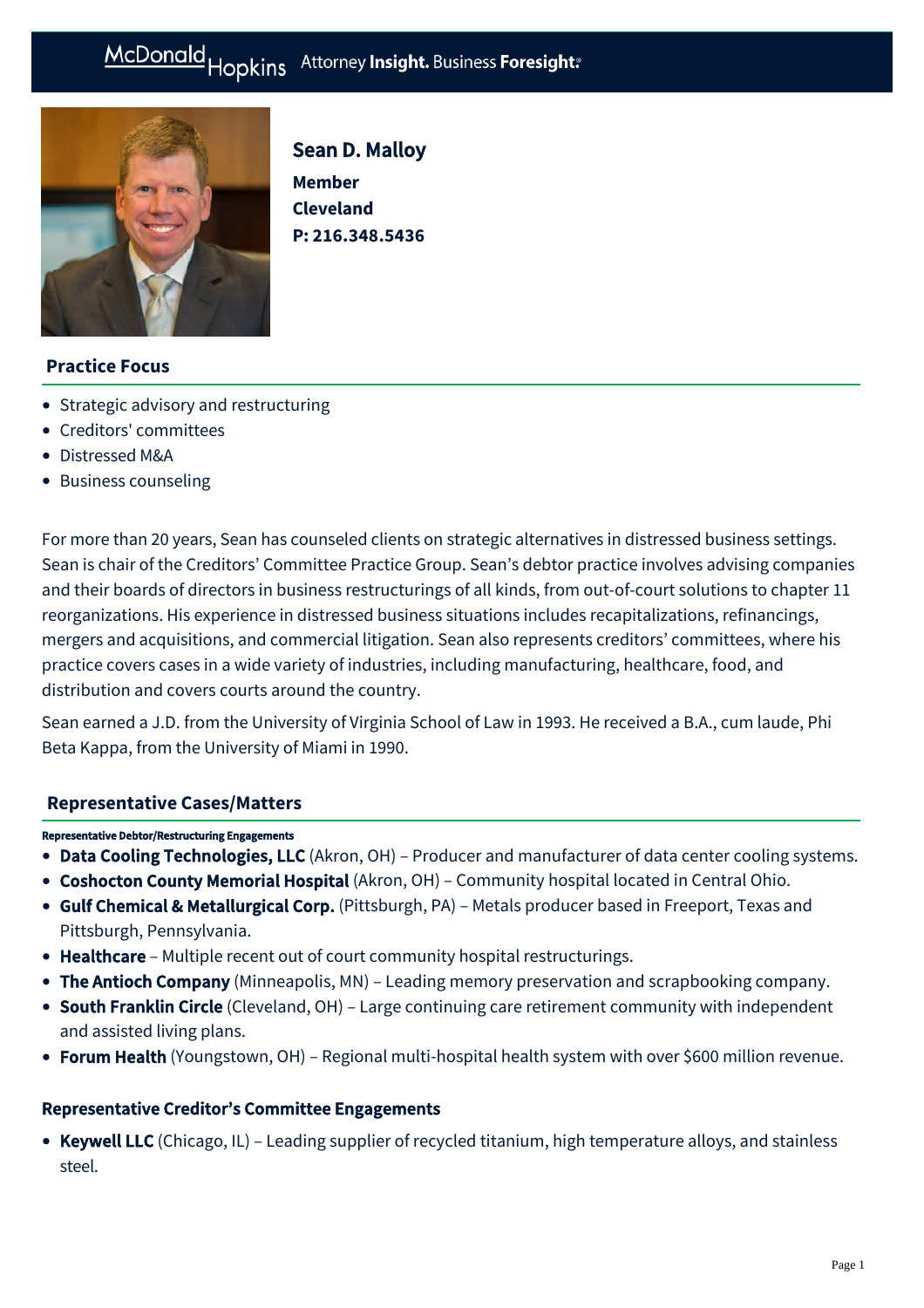# Sean D. Malloy

**Member**
**Cleveland**
**P: 216.348.5436**

## Practice Focus

- Strategic advisory and restructuring
- Creditors' committees
- Distressed M&A
- Business counseling

For more than 20 years, Sean has counseled clients on strategic alternatives in distressed business settings. Sean is chair of the Creditors' Committee Practice Group. Sean's debtor practice involves advising companies and their boards of directors in business restructurings of all kinds, from out-of-court solutions to chapter 11 reorganizations. His experience in distressed business situations includes recapitalizations, refinancings, mergers and acquisitions, and commercial litigation. Sean also represents creditors' committees, where his practice covers cases in a wide variety of industries, including manufacturing, healthcare, food, and distribution and covers courts around the country.

Sean earned a J.D. from the University of Virginia School of Law in 1993. He received a B.A., cum laude, Phi Beta Kappa, from the University of Miami in 1990.

## Representative Cases/Matters

#### Representative Debtor/Restructuring Engagements

- **Data Cooling Technologies, LLC** (Akron, OH) – Producer and manufacturer of data center cooling systems.
- **Coshocton County Memorial Hospital** (Akron, OH) – Community hospital located in Central Ohio.
- **Gulf Chemical & Metallurgical Corp.** (Pittsburgh, PA) – Metals producer based in Freeport, Texas and Pittsburgh, Pennsylvania.
- **Healthcare** – Multiple recent out of court community hospital restructurings.
- **The Antioch Company** (Minneapolis, MN) – Leading memory preservation and scrapbooking company.
- **South Franklin Circle** (Cleveland, OH) – Large continuing care retirement community with independent and assisted living plans.
- **Forum Health** (Youngstown, OH) – Regional multi-hospital health system with over $600 million revenue.

### Representative Creditor's Committee Engagements

- **Keywell LLC** (Chicago, IL) – Leading supplier of recycled titanium, high temperature alloys, and stainless steel.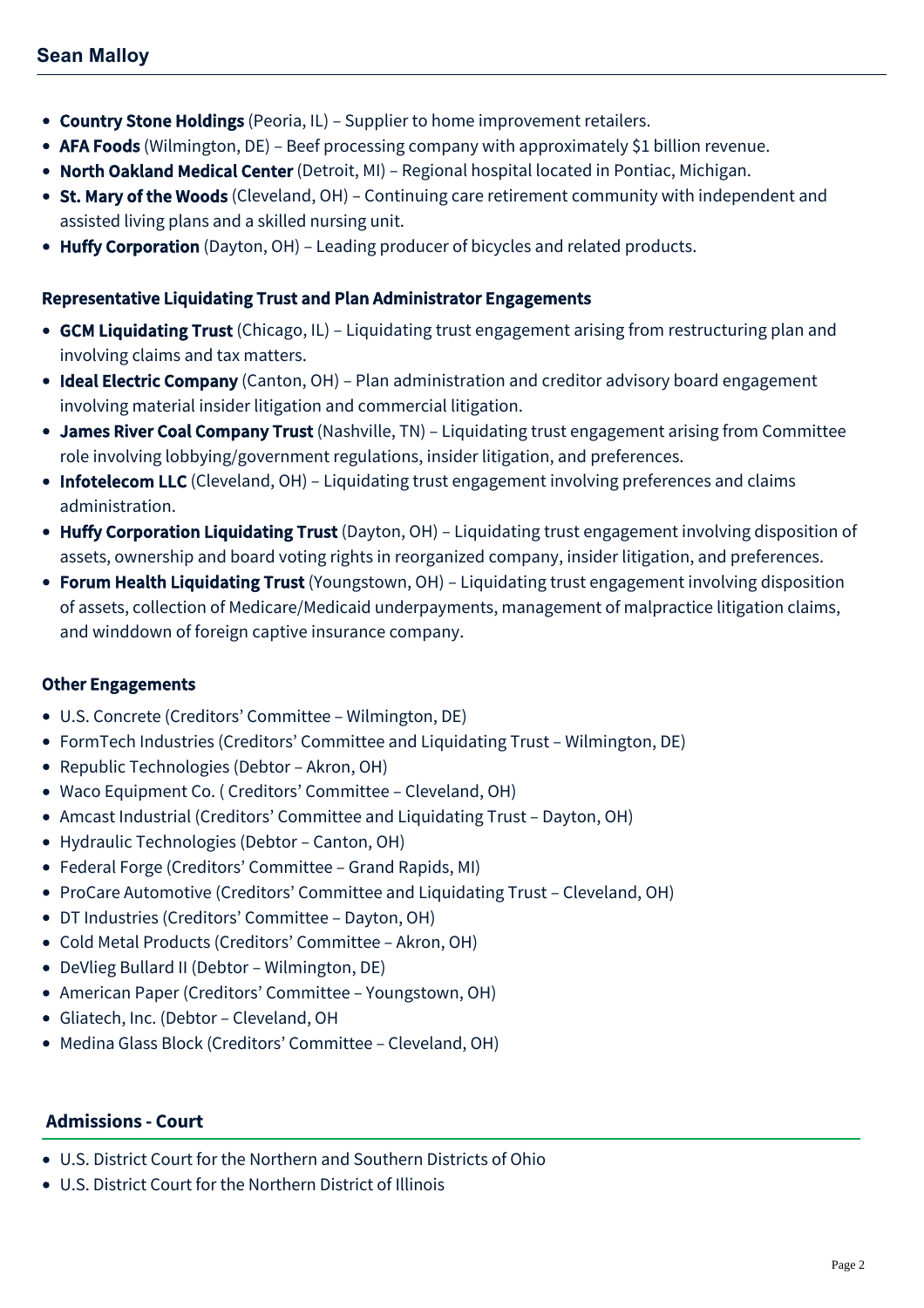- **Country Stone Holdings** (Peoria, IL) – Supplier to home improvement retailers.
- **AFA Foods** (Wilmington, DE) – Beef processing company with approximately $1 billion revenue.
- **North Oakland Medical Center** (Detroit, MI) – Regional hospital located in Pontiac, Michigan.
- **St. Mary of the Woods** (Cleveland, OH) – Continuing care retirement community with independent and assisted living plans and a skilled nursing unit.
- **Huffy Corporation** (Dayton, OH) – Leading producer of bicycles and related products.

### Representative Liquidating Trust and Plan Administrator Engagements

- **GCM Liquidating Trust** (Chicago, IL) – Liquidating trust engagement arising from restructuring plan and involving claims and tax matters.
- **Ideal Electric Company** (Canton, OH) – Plan administration and creditor advisory board engagement involving material insider litigation and commercial litigation.
- **James River Coal Company Trust** (Nashville, TN) – Liquidating trust engagement arising from Committee role involving lobbying/government regulations, insider litigation, and preferences.
- **Infotelecom LLC** (Cleveland, OH) – Liquidating trust engagement involving preferences and claims administration.
- **Huffy Corporation Liquidating Trust** (Dayton, OH) – Liquidating trust engagement involving disposition of assets, ownership and board voting rights in reorganized company, insider litigation, and preferences.
- **Forum Health Liquidating Trust** (Youngstown, OH) – Liquidating trust engagement involving disposition of assets, collection of Medicare/Medicaid underpayments, management of malpractice litigation claims, and winddown of foreign captive insurance company.

### Other Engagements

- U.S. Concrete (Creditors' Committee – Wilmington, DE)
- FormTech Industries (Creditors' Committee and Liquidating Trust – Wilmington, DE)
- Republic Technologies (Debtor – Akron, OH)
- Waco Equipment Co. ( Creditors' Committee – Cleveland, OH)
- Amcast Industrial (Creditors' Committee and Liquidating Trust – Dayton, OH)
- Hydraulic Technologies (Debtor – Canton, OH)
- Federal Forge (Creditors' Committee – Grand Rapids, MI)
- ProCare Automotive (Creditors' Committee and Liquidating Trust – Cleveland, OH)
- DT Industries (Creditors' Committee – Dayton, OH)
- Cold Metal Products (Creditors' Committee – Akron, OH)
- DeVlieg Bullard II (Debtor – Wilmington, DE)
- American Paper (Creditors' Committee – Youngstown, OH)
- Gliatech, Inc. (Debtor – Cleveland, OH
- Medina Glass Block (Creditors' Committee – Cleveland, OH)

## Admissions - Court

- U.S. District Court for the Northern and Southern Districts of Ohio
- U.S. District Court for the Northern District of Illinois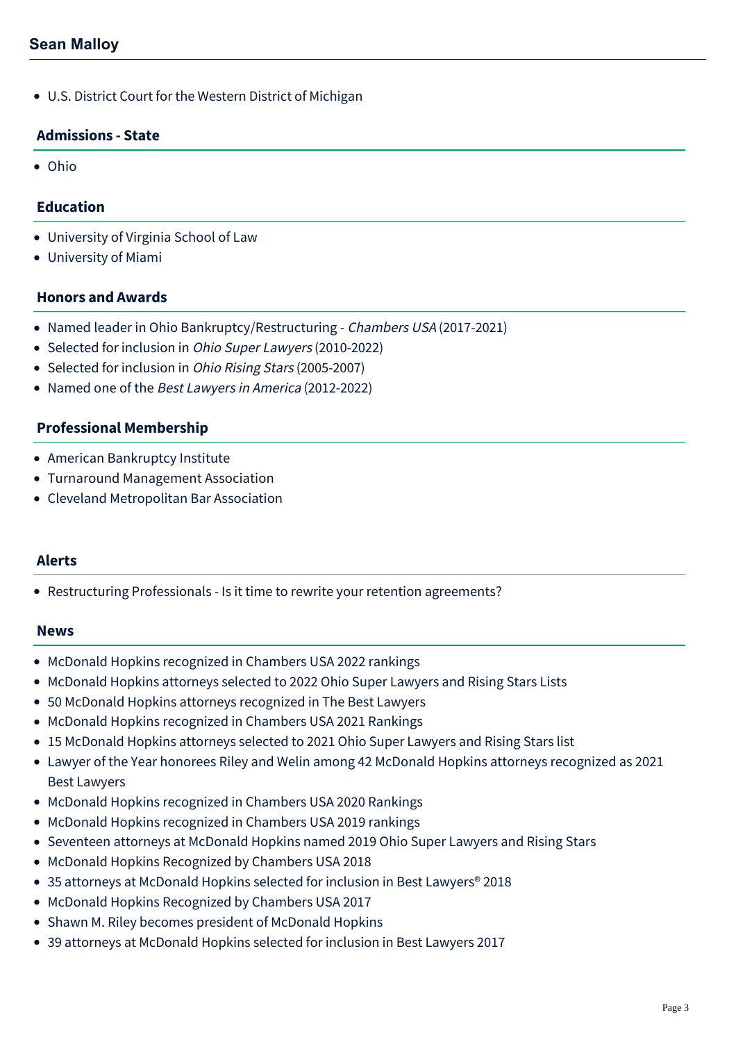- U.S. District Court for the Western District of Michigan

### Admissions - State

- Ohio

### Education

- University of Virginia School of Law
- University of Miami

### Honors and Awards

- Named leader in Ohio Bankruptcy/Restructuring - *Chambers USA* (2017-2021)
- Selected for inclusion in *Ohio Super Lawyers* (2010-2022)
- Selected for inclusion in *Ohio Rising Stars* (2005-2007)
- Named one of the *Best Lawyers in America* (2012-2022)

### Professional Membership

- American Bankruptcy Institute
- Turnaround Management Association
- Cleveland Metropolitan Bar Association

### Alerts

- Restructuring Professionals - Is it time to rewrite your retention agreements?

### News

- McDonald Hopkins recognized in Chambers USA 2022 rankings
- McDonald Hopkins attorneys selected to 2022 Ohio Super Lawyers and Rising Stars Lists
- 50 McDonald Hopkins attorneys recognized in The Best Lawyers
- McDonald Hopkins recognized in Chambers USA 2021 Rankings
- 15 McDonald Hopkins attorneys selected to 2021 Ohio Super Lawyers and Rising Stars list
- Lawyer of the Year honorees Riley and Welin among 42 McDonald Hopkins attorneys recognized as 2021 Best Lawyers
- McDonald Hopkins recognized in Chambers USA 2020 Rankings
- McDonald Hopkins recognized in Chambers USA 2019 rankings
- Seventeen attorneys at McDonald Hopkins named 2019 Ohio Super Lawyers and Rising Stars
- McDonald Hopkins Recognized by Chambers USA 2018
- 35 attorneys at McDonald Hopkins selected for inclusion in Best Lawyers® 2018
- McDonald Hopkins Recognized by Chambers USA 2017
- Shawn M. Riley becomes president of McDonald Hopkins
- 39 attorneys at McDonald Hopkins selected for inclusion in Best Lawyers 2017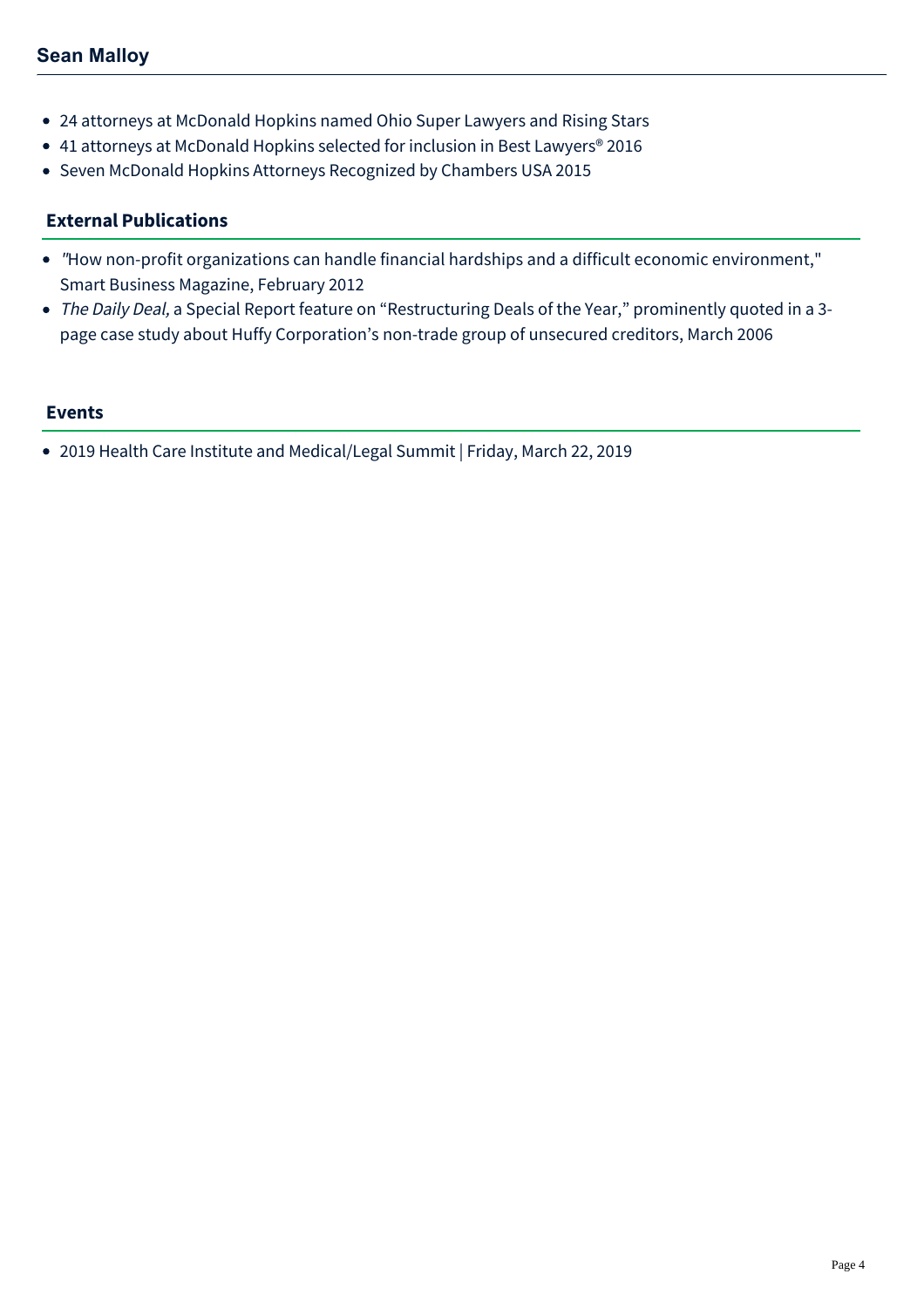- 24 attorneys at McDonald Hopkins named Ohio Super Lawyers and Rising Stars
- 41 attorneys at McDonald Hopkins selected for inclusion in Best Lawyers® 2016
- Seven McDonald Hopkins Attorneys Recognized by Chambers USA 2015

## External Publications

- "How non-profit organizations can handle financial hardships and a difficult economic environment," Smart Business Magazine, February 2012
- *The Daily Deal,* a Special Report feature on "Restructuring Deals of the Year," prominently quoted in a 3-page case study about Huffy Corporation's non-trade group of unsecured creditors, March 2006

## Events

- 2019 Health Care Institute and Medical/Legal Summit | Friday, March 22, 2019